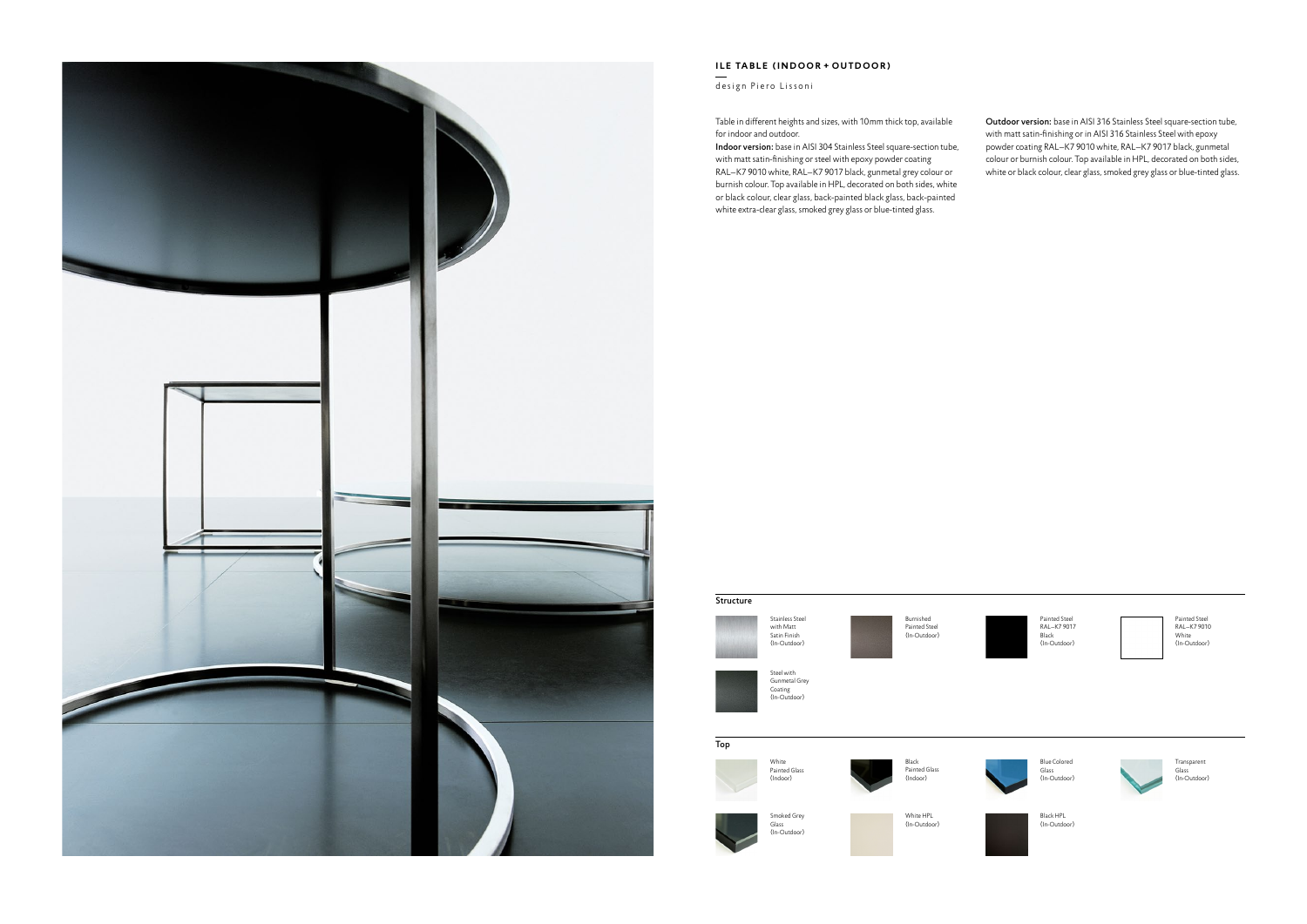# ILE TABLE (INDOOR + OUTDOOR)

design Piero Lissoni

Table in different heights and sizes, with 10mm thick top, available for indoor and outdoor.

**Indoor version:** base in AISI 304 Stainless Steel square-section tube, with matt satin-finishing or steel with epoxy powder coating RAL–K7 9010 white, RAL–K7 9017 black, gunmetal grey colour or burnish colour. Top available in HPL, decorated on both sides, white or black colour, clear glass, back-painted black glass, back-painted white extra-clear glass, smoked grey glass or blue-tinted glass.

**Outdoor version:** base in AISI 316 Stainless Steel square-section tube, with matt satin-finishing or in AISI 316 Stainless Steel with epoxy powder coating RAL–K7 9010 white, RAL–K7 9017 black, gunmetal colour or burnish colour. Top available in HPL, decorated on both sides, white or black colour, clear glass, smoked grey glass or blue-tinted glass.

## Structure

- Stainless Steel with Matt Satin Finish (In-Outdoor)
- Burnished Painted Steel (In-Outdoor)
- Painted Steel RAL–K7 9017 Black (In-Outdoor)
- Painted Steel RAL–K7 9010 White (In-Outdoor)
- Steel with Gunmetal Grey Coating (In-Outdoor)

## Top

- White Painted Glass (Indoor)
- Black Painted Glass (Indoor)
- Blue Colored Glass (In-Outdoor)
- Transparent Glass (In-Outdoor)
- Smoked Grey Glass (In-Outdoor)
- White HPL (In-Outdoor)
- Black HPL (In-Outdoor)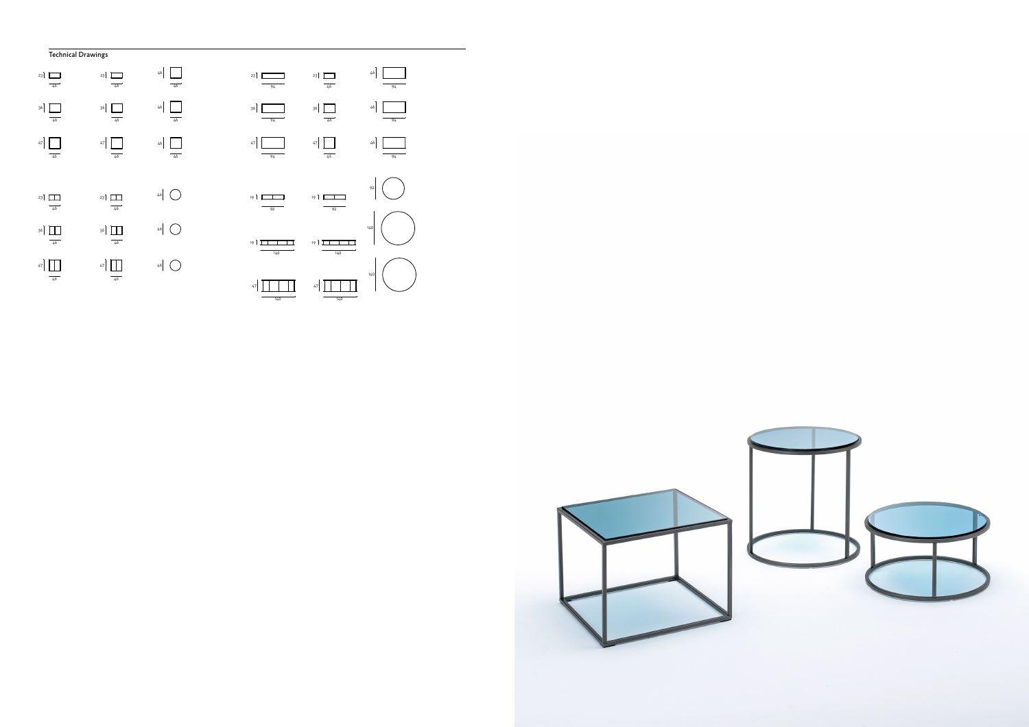## Technical Drawings

23
46

23
46

46
46

36
46

36
46

46
46

47
46

47
46

46
46

23
46

23
46

46

36
46

36
46

46

47
46

47
46

46

23
94

23
46

46
94

36
94

36
46

46
94

47
94

47
46

46
94

19
92

19
92

92

19
140

19
140

140

47
140

47
140

140